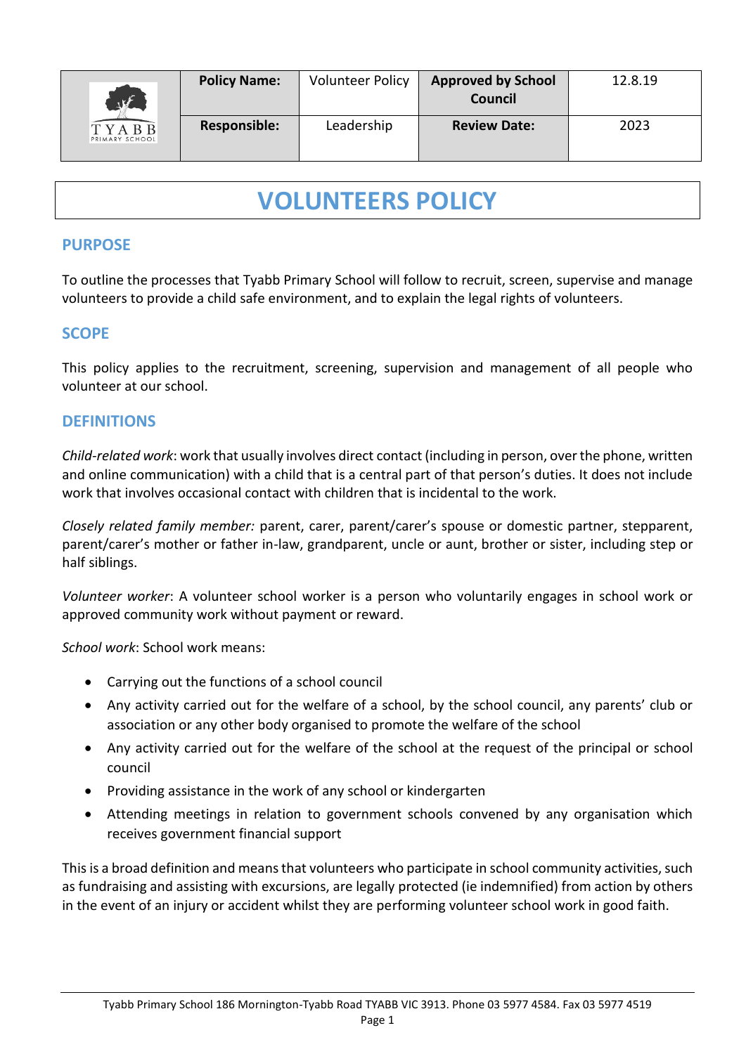| | Policy Name: | Volunteer Policy | Approved by School Council | 12.8.19 |
|---|---|---|---|---|
| TYABB PRIMARY SCHOOL | Responsible: | Leadership | Review Date: | 2023 |

# VOLUNTEERS POLICY

## PURPOSE

To outline the processes that Tyabb Primary School will follow to recruit, screen, supervise and manage volunteers to provide a child safe environment, and to explain the legal rights of volunteers.

## SCOPE

This policy applies to the recruitment, screening, supervision and management of all people who volunteer at our school.

## DEFINITIONS

*Child-related work*: work that usually involves direct contact (including in person, over the phone, written and online communication) with a child that is a central part of that person's duties. It does not include work that involves occasional contact with children that is incidental to the work.

*Closely related family member:* parent, carer, parent/carer's spouse or domestic partner, stepparent, parent/carer's mother or father in-law, grandparent, uncle or aunt, brother or sister, including step or half siblings.

*Volunteer worker*: A volunteer school worker is a person who voluntarily engages in school work or approved community work without payment or reward.

*School work*: School work means:

- Carrying out the functions of a school council
- Any activity carried out for the welfare of a school, by the school council, any parents' club or association or any other body organised to promote the welfare of the school
- Any activity carried out for the welfare of the school at the request of the principal or school council
- Providing assistance in the work of any school or kindergarten
- Attending meetings in relation to government schools convened by any organisation which receives government financial support

This is a broad definition and means that volunteers who participate in school community activities, such as fundraising and assisting with excursions, are legally protected (ie indemnified) from action by others in the event of an injury or accident whilst they are performing volunteer school work in good faith.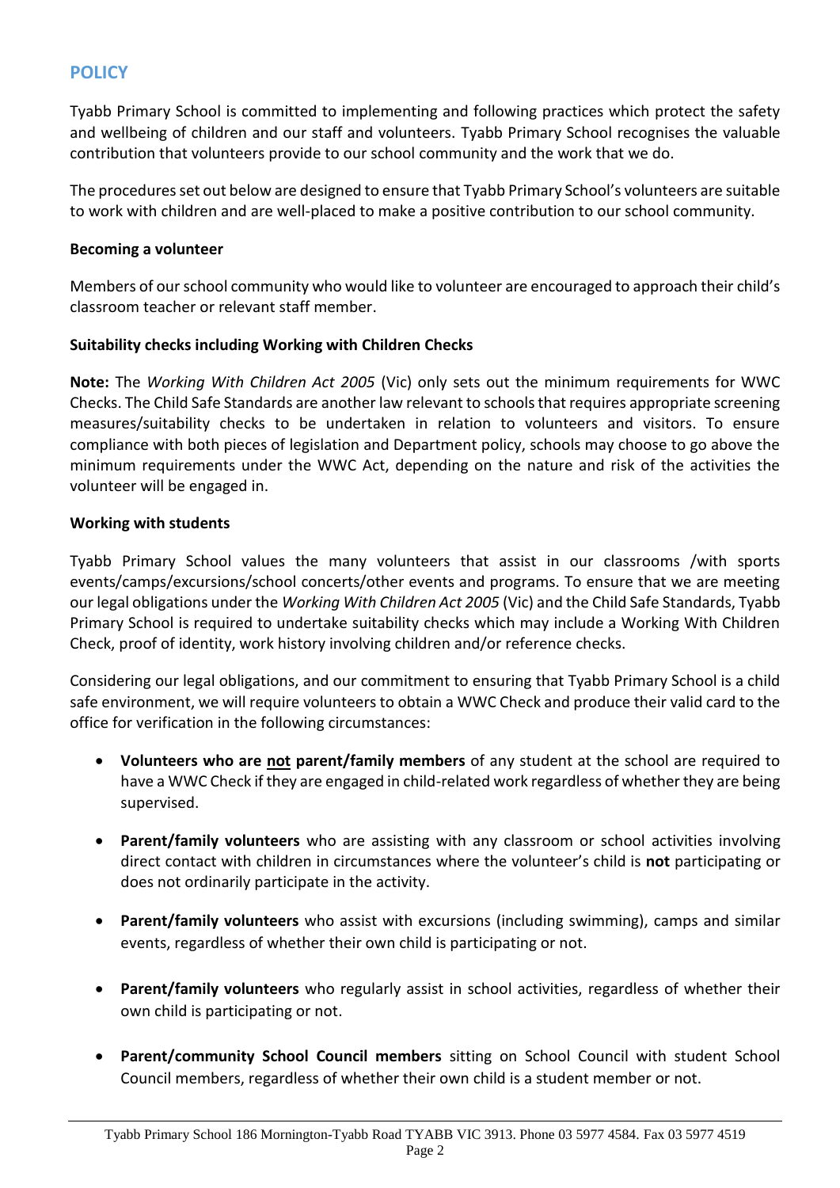## POLICY

Tyabb Primary School is committed to implementing and following practices which protect the safety and wellbeing of children and our staff and volunteers. Tyabb Primary School recognises the valuable contribution that volunteers provide to our school community and the work that we do.

The procedures set out below are designed to ensure that Tyabb Primary School's volunteers are suitable to work with children and are well-placed to make a positive contribution to our school community.

**Becoming a volunteer**

Members of our school community who would like to volunteer are encouraged to approach their child's classroom teacher or relevant staff member.

**Suitability checks including Working with Children Checks**

**Note:** The *Working With Children Act 2005* (Vic) only sets out the minimum requirements for WWC Checks. The Child Safe Standards are another law relevant to schools that requires appropriate screening measures/suitability checks to be undertaken in relation to volunteers and visitors. To ensure compliance with both pieces of legislation and Department policy, schools may choose to go above the minimum requirements under the WWC Act, depending on the nature and risk of the activities the volunteer will be engaged in.

**Working with students**

Tyabb Primary School values the many volunteers that assist in our classrooms /with sports events/camps/excursions/school concerts/other events and programs. To ensure that we are meeting our legal obligations under the *Working With Children Act 2005* (Vic) and the Child Safe Standards, Tyabb Primary School is required to undertake suitability checks which may include a Working With Children Check, proof of identity, work history involving children and/or reference checks.

Considering our legal obligations, and our commitment to ensuring that Tyabb Primary School is a child safe environment, we will require volunteers to obtain a WWC Check and produce their valid card to the office for verification in the following circumstances:

- **Volunteers who are <u>not</u> parent/family members** of any student at the school are required to have a WWC Check if they are engaged in child-related work regardless of whether they are being supervised.
- **Parent/family volunteers** who are assisting with any classroom or school activities involving direct contact with children in circumstances where the volunteer's child is **not** participating or does not ordinarily participate in the activity.
- **Parent/family volunteers** who assist with excursions (including swimming), camps and similar events, regardless of whether their own child is participating or not.
- **Parent/family volunteers** who regularly assist in school activities, regardless of whether their own child is participating or not.
- **Parent/community School Council members** sitting on School Council with student School Council members, regardless of whether their own child is a student member or not.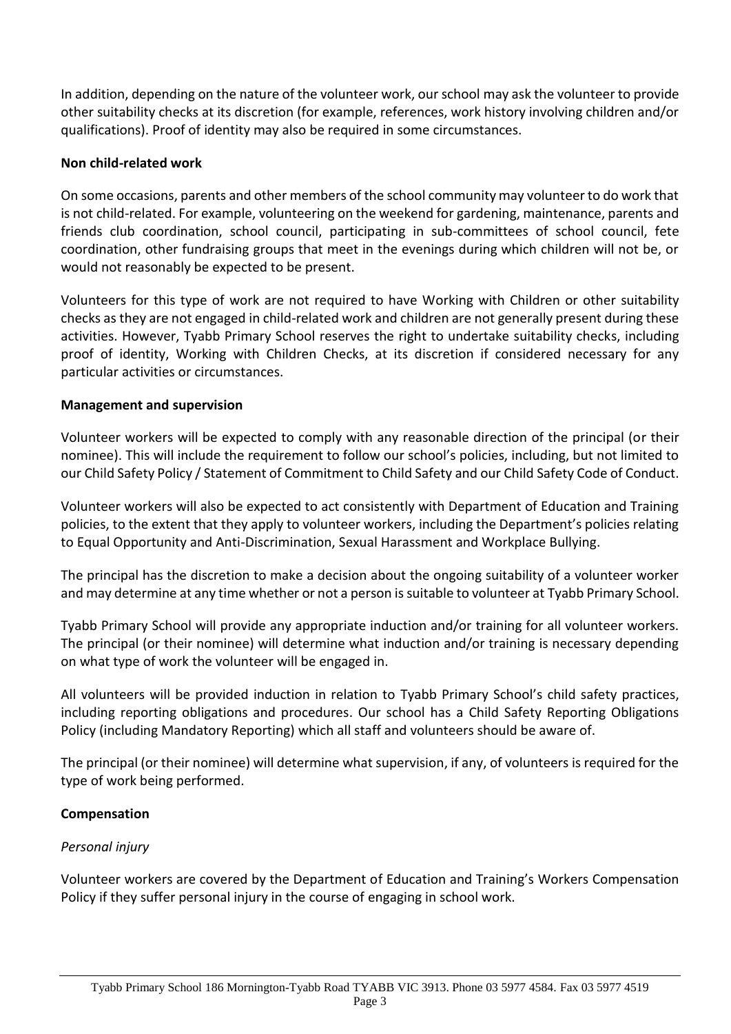In addition, depending on the nature of the volunteer work, our school may ask the volunteer to provide other suitability checks at its discretion (for example, references, work history involving children and/or qualifications). Proof of identity may also be required in some circumstances.

**Non child-related work**

On some occasions, parents and other members of the school community may volunteer to do work that is not child-related. For example, volunteering on the weekend for gardening, maintenance, parents and friends club coordination, school council, participating in sub-committees of school council, fete coordination, other fundraising groups that meet in the evenings during which children will not be, or would not reasonably be expected to be present.

Volunteers for this type of work are not required to have Working with Children or other suitability checks as they are not engaged in child-related work and children are not generally present during these activities. However, Tyabb Primary School reserves the right to undertake suitability checks, including proof of identity, Working with Children Checks, at its discretion if considered necessary for any particular activities or circumstances.

**Management and supervision**

Volunteer workers will be expected to comply with any reasonable direction of the principal (or their nominee). This will include the requirement to follow our school's policies, including, but not limited to our Child Safety Policy / Statement of Commitment to Child Safety and our Child Safety Code of Conduct.

Volunteer workers will also be expected to act consistently with Department of Education and Training policies, to the extent that they apply to volunteer workers, including the Department's policies relating to Equal Opportunity and Anti-Discrimination, Sexual Harassment and Workplace Bullying.

The principal has the discretion to make a decision about the ongoing suitability of a volunteer worker and may determine at any time whether or not a person is suitable to volunteer at Tyabb Primary School.

Tyabb Primary School will provide any appropriate induction and/or training for all volunteer workers. The principal (or their nominee) will determine what induction and/or training is necessary depending on what type of work the volunteer will be engaged in.

All volunteers will be provided induction in relation to Tyabb Primary School's child safety practices, including reporting obligations and procedures. Our school has a Child Safety Reporting Obligations Policy (including Mandatory Reporting) which all staff and volunteers should be aware of.

The principal (or their nominee) will determine what supervision, if any, of volunteers is required for the type of work being performed.

**Compensation**

*Personal injury*

Volunteer workers are covered by the Department of Education and Training's Workers Compensation Policy if they suffer personal injury in the course of engaging in school work.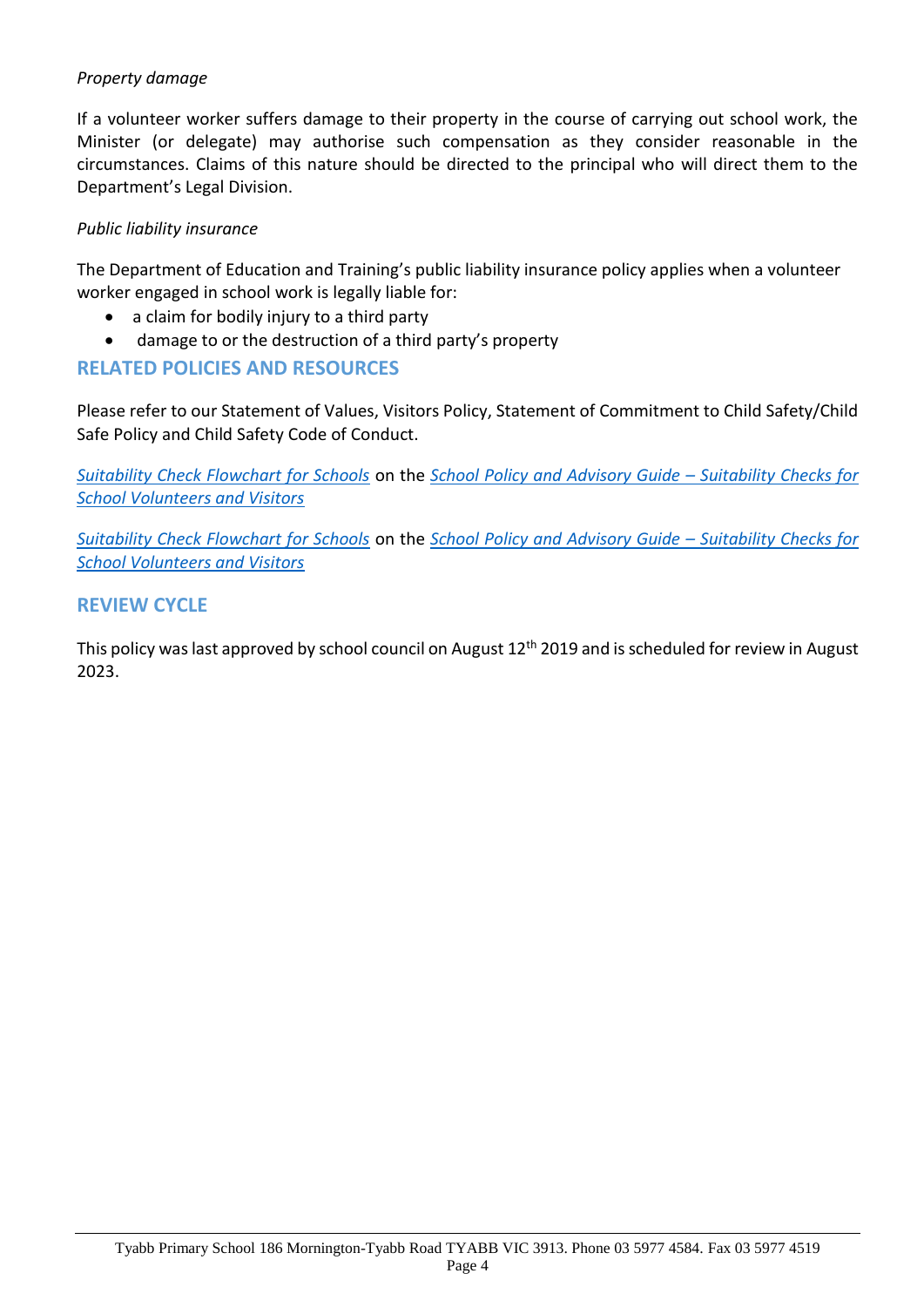*Property damage*

If a volunteer worker suffers damage to their property in the course of carrying out school work, the Minister (or delegate) may authorise such compensation as they consider reasonable in the circumstances. Claims of this nature should be directed to the principal who will direct them to the Department's Legal Division.

*Public liability insurance*

The Department of Education and Training's public liability insurance policy applies when a volunteer worker engaged in school work is legally liable for:

- a claim for bodily injury to a third party
- damage to or the destruction of a third party's property

## RELATED POLICIES AND RESOURCES

Please refer to our Statement of Values, Visitors Policy, Statement of Commitment to Child Safety/Child Safe Policy and Child Safety Code of Conduct.

*Suitability Check Flowchart for Schools* on the *School Policy and Advisory Guide – Suitability Checks for School Volunteers and Visitors*

*Suitability Check Flowchart for Schools* on the *School Policy and Advisory Guide – Suitability Checks for School Volunteers and Visitors*

## REVIEW CYCLE

This policy was last approved by school council on August 12th 2019 and is scheduled for review in August 2023.